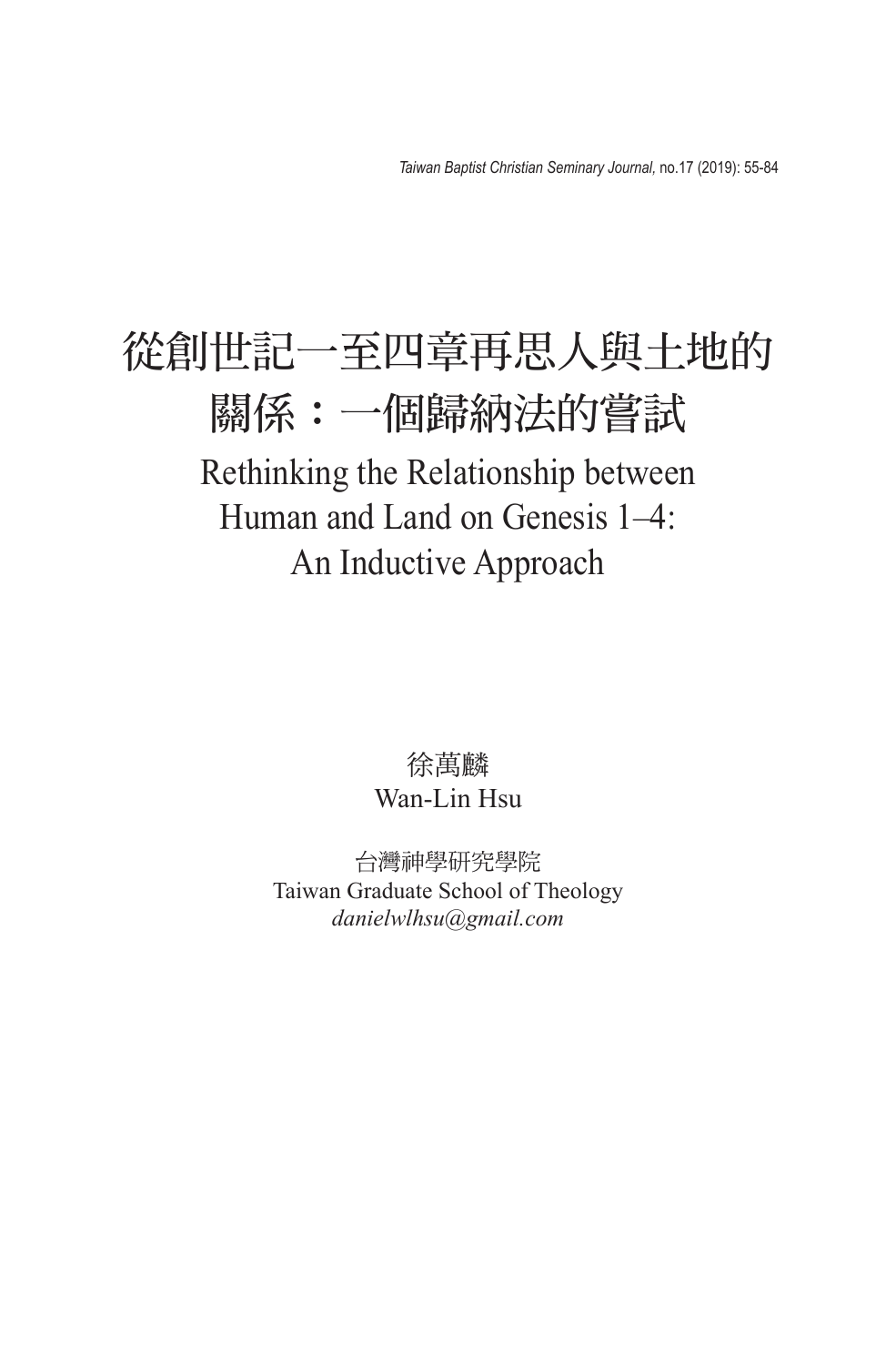# 從創世記一至四章再思人與土地的關係：一個歸納法的嘗試

# Rethinking the Relationship between Human and Land on Genesis 1–4: An Inductive Approach

徐萬麟
Wan-Lin Hsu

台灣神學研究學院
Taiwan Graduate School of Theology
*danielwlhsu@gmail.com*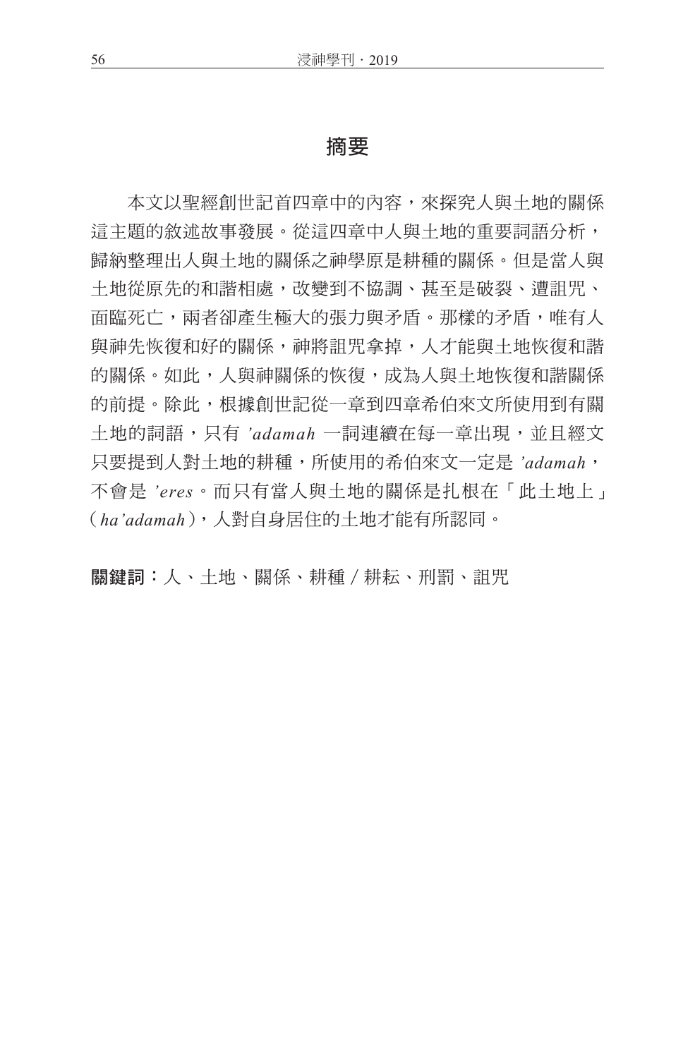## 摘要

本文以聖經創世記首四章中的內容，來探究人與土地的關係這主題的敘述故事發展。從這四章中人與土地的重要詞語分析，歸納整理出人與土地的關係之神學原是耕種的關係。但是當人與土地從原先的和諧相處，改變到不協調、甚至是破裂、遭詛咒、面臨死亡，兩者卻產生極大的張力與矛盾。那樣的矛盾，唯有人與神先恢復和好的關係，神將詛咒拿掉，人才能與土地恢復和諧的關係。如此，人與神關係的恢復，成為人與土地恢復和諧關係的前提。除此，根據創世記從一章到四章希伯來文所使用到有關土地的詞語，只有 *'adamah* 一詞連續在每一章出現，並且經文只要提到人對土地的耕種，所使用的希伯來文一定是 *'adamah*，不會是 *'eres*。而只有當人與土地的關係是扎根在「此土地上」（*ha'adamah*），人對自身居住的土地才能有所認同。

**關鍵詞：**人、土地、關係、耕種 / 耕耘、刑罰、詛咒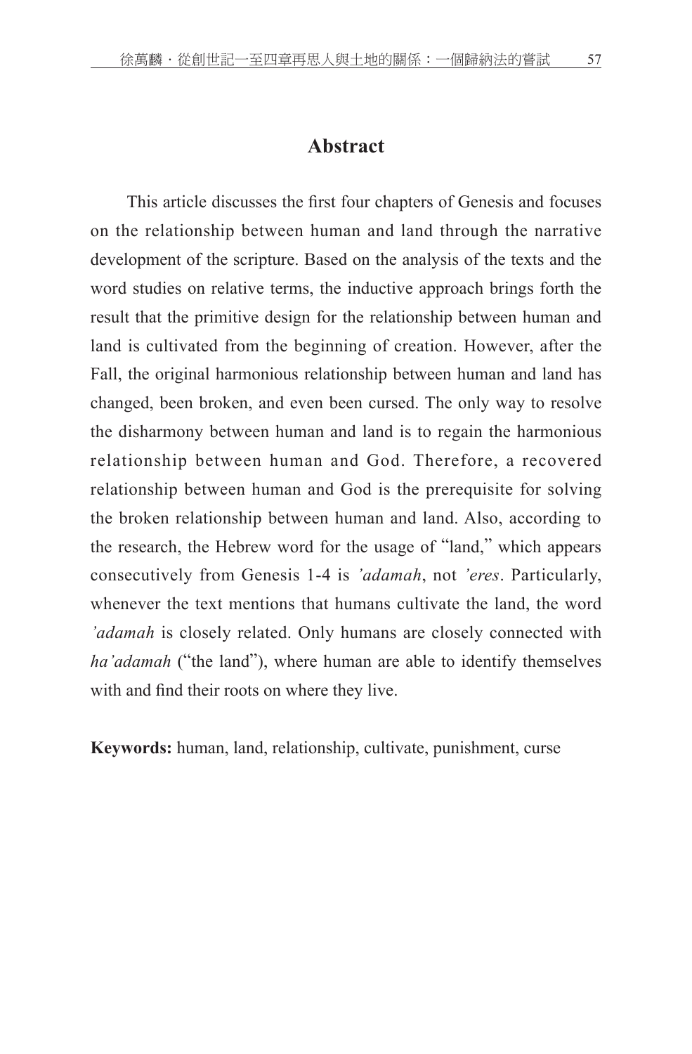## Abstract

This article discusses the first four chapters of Genesis and focuses on the relationship between human and land through the narrative development of the scripture. Based on the analysis of the texts and the word studies on relative terms, the inductive approach brings forth the result that the primitive design for the relationship between human and land is cultivated from the beginning of creation. However, after the Fall, the original harmonious relationship between human and land has changed, been broken, and even been cursed. The only way to resolve the disharmony between human and land is to regain the harmonious relationship between human and God. Therefore, a recovered relationship between human and God is the prerequisite for solving the broken relationship between human and land. Also, according to the research, the Hebrew word for the usage of "land," which appears consecutively from Genesis 1-4 is *'adamah*, not *'eres*. Particularly, whenever the text mentions that humans cultivate the land, the word *'adamah* is closely related. Only humans are closely connected with *ha'adamah* ("the land"), where human are able to identify themselves with and find their roots on where they live.

**Keywords:** human, land, relationship, cultivate, punishment, curse